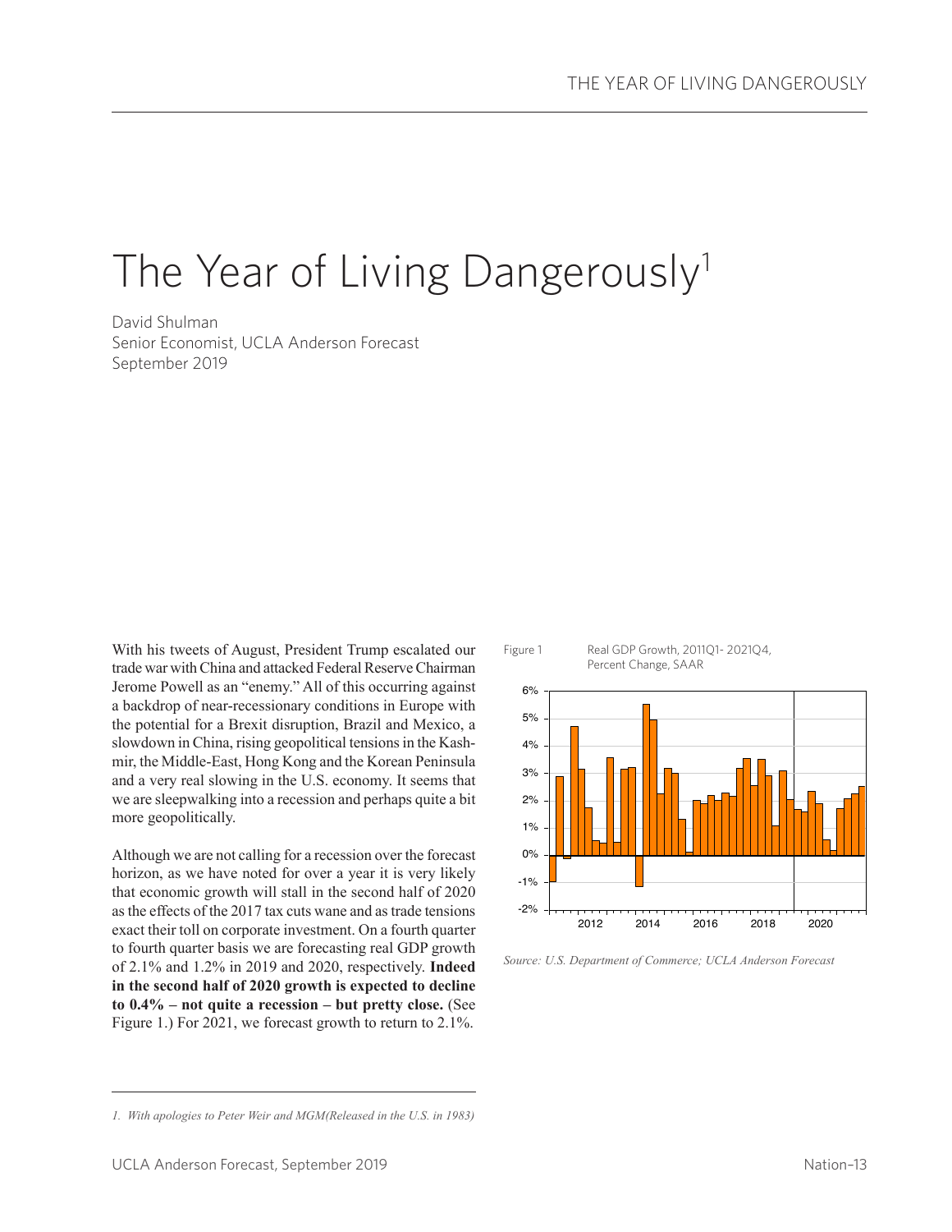# The Year of Living Dangerously[1]

David Shulman
Senior Economist, UCLA Anderson Forecast
September 2019

With his tweets of August, President Trump escalated our trade war with China and attacked Federal Reserve Chairman Jerome Powell as an "enemy." All of this occurring against a backdrop of near-recessionary conditions in Europe with the potential for a Brexit disruption, Brazil and Mexico, a slowdown in China, rising geopolitical tensions in the Kashmir, the Middle-East, Hong Kong and the Korean Peninsula and a very real slowing in the U.S. economy. It seems that we are sleepwalking into a recession and perhaps quite a bit more geopolitically.

Although we are not calling for a recession over the forecast horizon, as we have noted for over a year it is very likely that economic growth will stall in the second half of 2020 as the effects of the 2017 tax cuts wane and as trade tensions exact their toll on corporate investment. On a fourth quarter to fourth quarter basis we are forecasting real GDP growth of 2.1% and 1.2% in 2019 and 2020, respectively. **Indeed in the second half of 2020 growth is expected to decline to 0.4% – not quite a recession – but pretty close.** (See Figure 1.) For 2021, we forecast growth to return to 2.1%.

Figure 1 Real GDP Growth, 2011Q1- 2021Q4, Percent Change, SAAR

*Source: U.S. Department of Commerce; UCLA Anderson Forecast*

*1. With apologies to Peter Weir and MGM(Released in the U.S. in 1983)*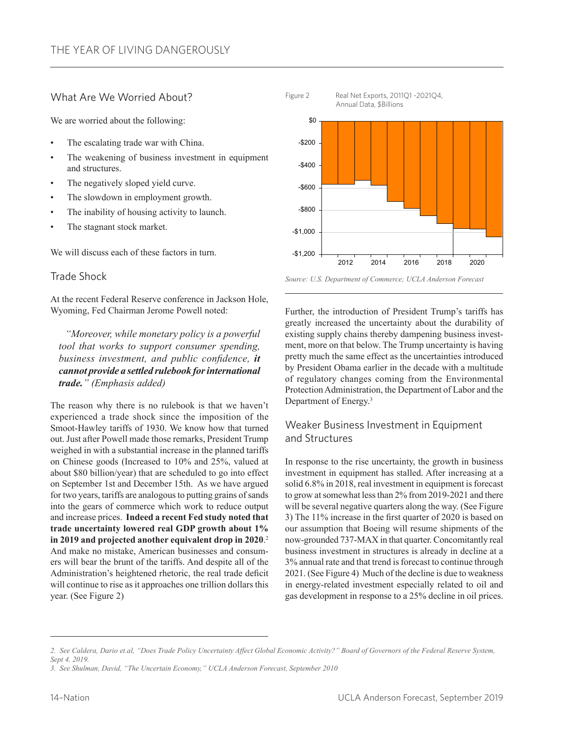## What Are We Worried About?

We are worried about the following:

- The escalating trade war with China.
- The weakening of business investment in equipment and structures.
- The negatively sloped yield curve.
- The slowdown in employment growth.
- The inability of housing activity to launch.
- The stagnant stock market.

We will discuss each of these factors in turn.

## Trade Shock

At the recent Federal Reserve conference in Jackson Hole, Wyoming, Fed Chairman Jerome Powell noted:

> *"Moreover, while monetary policy is a powerful tool that works to support consumer spending, business investment, and public confidence, **it cannot provide a settled rulebook for international trade.**" (Emphasis added)*

The reason why there is no rulebook is that we haven't experienced a trade shock since the imposition of the Smoot-Hawley tariffs of 1930. We know how that turned out. Just after Powell made those remarks, President Trump weighed in with a substantial increase in the planned tariffs on Chinese goods (Increased to 10% and 25%, valued at about $80 billion/year) that are scheduled to go into effect on September 1st and December 15th. As we have argued for two years, tariffs are analogous to putting grains of sands into the gears of commerce which work to reduce output and increase prices. **Indeed a recent Fed study noted that trade uncertainty lowered real GDP growth about 1% in 2019 and projected another equivalent drop in 2020**.[2] And make no mistake, American businesses and consumers will bear the brunt of the tariffs. And despite all of the Administration's heightened rhetoric, the real trade deficit will continue to rise as it approaches one trillion dollars this year. (See Figure 2)

Figure 2 Real Net Exports, 2011Q1 -2021Q4, Annual Data, $Billions

*Source: U.S. Department of Commerce; UCLA Anderson Forecast*

Further, the introduction of President Trump's tariffs has greatly increased the uncertainty about the durability of existing supply chains thereby dampening business investment, more on that below. The Trump uncertainty is having pretty much the same effect as the uncertainties introduced by President Obama earlier in the decade with a multitude of regulatory changes coming from the Environmental Protection Administration, the Department of Labor and the Department of Energy.[3]

## Weaker Business Investment in Equipment and Structures

In response to the rise uncertainty, the growth in business investment in equipment has stalled. After increasing at a solid 6.8% in 2018, real investment in equipment is forecast to grow at somewhat less than 2% from 2019-2021 and there will be several negative quarters along the way. (See Figure 3) The 11% increase in the first quarter of 2020 is based on our assumption that Boeing will resume shipments of the now-grounded 737-MAX in that quarter. Concomitantly real business investment in structures is already in decline at a 3% annual rate and that trend is forecast to continue through 2021. (See Figure 4) Much of the decline is due to weakness in energy-related investment especially related to oil and gas development in response to a 25% decline in oil prices.

---

*2. See Caldera, Dario et.al, "Does Trade Policy Uncertainty Affect Global Economic Activity?" Board of Governors of the Federal Reserve System, Sept 4, 2019.*

*3. See Shulman, David, "The Uncertain Economy," UCLA Anderson Forecast, September 2010*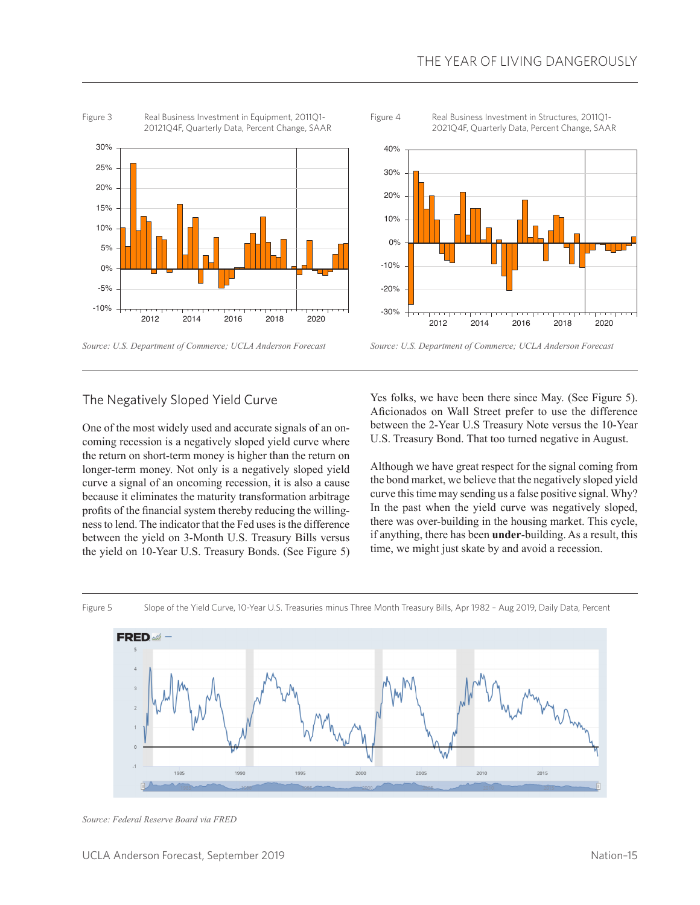Figure 3 Real Business Investment in Equipment, 2011Q1-20121Q4F, Quarterly Data, Percent Change, SAAR

*Source: U.S. Department of Commerce; UCLA Anderson Forecast*

Figure 4 Real Business Investment in Structures, 2011Q1-2021Q4F, Quarterly Data, Percent Change, SAAR

*Source: U.S. Department of Commerce; UCLA Anderson Forecast*

## The Negatively Sloped Yield Curve

One of the most widely used and accurate signals of an oncoming recession is a negatively sloped yield curve where the return on short-term money is higher than the return on longer-term money. Not only is a negatively sloped yield curve a signal of an oncoming recession, it is also a cause because it eliminates the maturity transformation arbitrage profits of the financial system thereby reducing the willingness to lend. The indicator that the Fed uses is the difference between the yield on 3-Month U.S. Treasury Bills versus the yield on 10-Year U.S. Treasury Bonds. (See Figure 5) Yes folks, we have been there since May. (See Figure 5). Aficionados on Wall Street prefer to use the difference between the 2-Year U.S Treasury Note versus the 10-Year U.S. Treasury Bond. That too turned negative in August.

Although we have great respect for the signal coming from the bond market, we believe that the negatively sloped yield curve this time may sending us a false positive signal. Why? In the past when the yield curve was negatively sloped, there was over-building in the housing market. This cycle, if anything, there has been **under**-building. As a result, this time, we might just skate by and avoid a recession.

Figure 5 Slope of the Yield Curve, 10-Year U.S. Treasuries minus Three Month Treasury Bills, Apr 1982 – Aug 2019, Daily Data, Percent

*Source: Federal Reserve Board via FRED*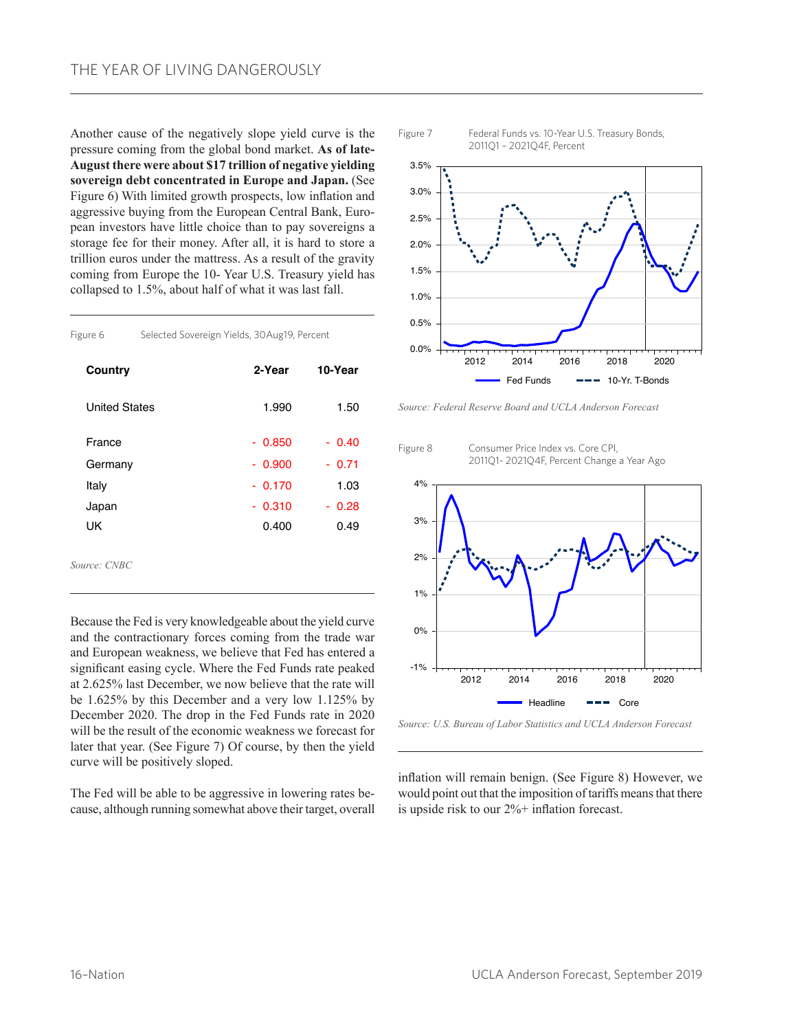Another cause of the negatively slope yield curve is the pressure coming from the global bond market. **As of late-August there were about $17 trillion of negative yielding sovereign debt concentrated in Europe and Japan.** (See Figure 6) With limited growth prospects, low inflation and aggressive buying from the European Central Bank, European investors have little choice than to pay sovereigns a storage fee for their money. After all, it is hard to store a trillion euros under the mattress. As a result of the gravity coming from Europe the 10- Year U.S. Treasury yield has collapsed to 1.5%, about half of what it was last fall.

Figure 6 Selected Sovereign Yields, 30Aug19, Percent

| Country | 2-Year | 10-Year |
|---|---|---|
| United States | 1.990 | 1.50 |
| France | - 0.850 | - 0.40 |
| Germany | - 0.900 | - 0.71 |
| Italy | - 0.170 | 1.03 |
| Japan | - 0.310 | - 0.28 |
| UK | 0.400 | 0.49 |

*Source: CNBC*

Because the Fed is very knowledgeable about the yield curve and the contractionary forces coming from the trade war and European weakness, we believe that Fed has entered a significant easing cycle. Where the Fed Funds rate peaked at 2.625% last December, we now believe that the rate will be 1.625% by this December and a very low 1.125% by December 2020. The drop in the Fed Funds rate in 2020 will be the result of the economic weakness we forecast for later that year. (See Figure 7) Of course, by then the yield curve will be positively sloped.

The Fed will be able to be aggressive in lowering rates because, although running somewhat above their target, overall inflation will remain benign. (See Figure 8) However, we would point out that the imposition of tariffs means that there is upside risk to our 2%+ inflation forecast.

Figure 7 Federal Funds vs. 10-Year U.S. Treasury Bonds, 2011Q1 – 2021Q4F, Percent

*Source: Federal Reserve Board and UCLA Anderson Forecast*

Figure 8 Consumer Price Index vs. Core CPI, 2011Q1- 2021Q4F, Percent Change a Year Ago

*Source: U.S. Bureau of Labor Statistics and UCLA Anderson Forecast*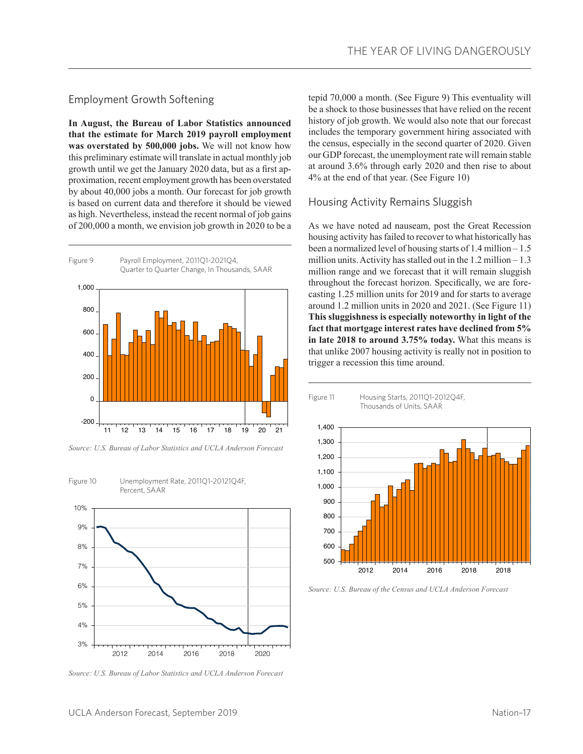## Employment Growth Softening

**In August, the Bureau of Labor Statistics announced that the estimate for March 2019 payroll employment was overstated by 500,000 jobs.** We will not know how this preliminary estimate will translate in actual monthly job growth until we get the January 2020 data, but as a first approximation, recent employment growth has been overstated by about 40,000 jobs a month. Our forecast for job growth is based on current data and therefore it should be viewed as high. Nevertheless, instead the recent normal of job gains of 200,000 a month, we envision job growth in 2020 to be a tepid 70,000 a month. (See Figure 9) This eventuality will be a shock to those businesses that have relied on the recent history of job growth. We would also note that our forecast includes the temporary government hiring associated with the census, especially in the second quarter of 2020. Given our GDP forecast, the unemployment rate will remain stable at around 3.6% through early 2020 and then rise to about 4% at the end of that year. (See Figure 10)

Figure 9 Payroll Employment, 2011Q1-2021Q4, Quarter to Quarter Change, In Thousands, SAAR

*Source: U.S. Bureau of Labor Statistics and UCLA Anderson Forecast*

Figure 10 Unemployment Rate, 2011Q1-20121Q4F, Percent, SAAR

*Source: U.S. Bureau of Labor Statistics and UCLA Anderson Forecast*

## Housing Activity Remains Sluggish

As we have noted ad nauseam, post the Great Recession housing activity has failed to recover to what historically has been a normalized level of housing starts of 1.4 million – 1.5 million units. Activity has stalled out in the 1.2 million – 1.3 million range and we forecast that it will remain sluggish throughout the forecast horizon. Specifically, we are forecasting 1.25 million units for 2019 and for starts to average around 1.2 million units in 2020 and 2021. (See Figure 11) **This sluggishness is especially noteworthy in light of the fact that mortgage interest rates have declined from 5% in late 2018 to around 3.75% today.** What this means is that unlike 2007 housing activity is really not in position to trigger a recession this time around.

Figure 11 Housing Starts, 2011Q1-2012Q4F, Thousands of Units, SAAR

*Source: U.S. Bureau of the Census and UCLA Anderson Forecast*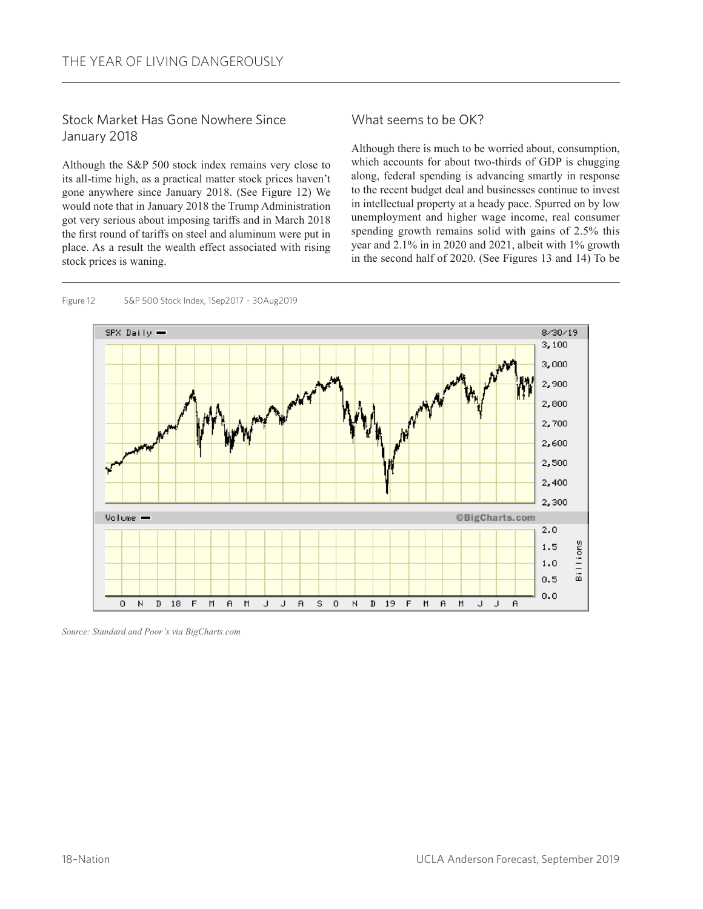## Stock Market Has Gone Nowhere Since January 2018

Although the S&P 500 stock index remains very close to its all-time high, as a practical matter stock prices haven't gone anywhere since January 2018. (See Figure 12) We would note that in January 2018 the Trump Administration got very serious about imposing tariffs and in March 2018 the first round of tariffs on steel and aluminum were put in place. As a result the wealth effect associated with rising stock prices is waning.

## What seems to be OK?

Although there is much to be worried about, consumption, which accounts for about two-thirds of GDP is chugging along, federal spending is advancing smartly in response to the recent budget deal and businesses continue to invest in intellectual property at a heady pace. Spurred on by low unemployment and higher wage income, real consumer spending growth remains solid with gains of 2.5% this year and 2.1% in in 2020 and 2021, albeit with 1% growth in the second half of 2020. (See Figures 13 and 14) To be

Figure 12 S&P 500 Stock Index, 1Sep2017 – 30Aug2019

*Source: Standard and Poor's via BigCharts.com*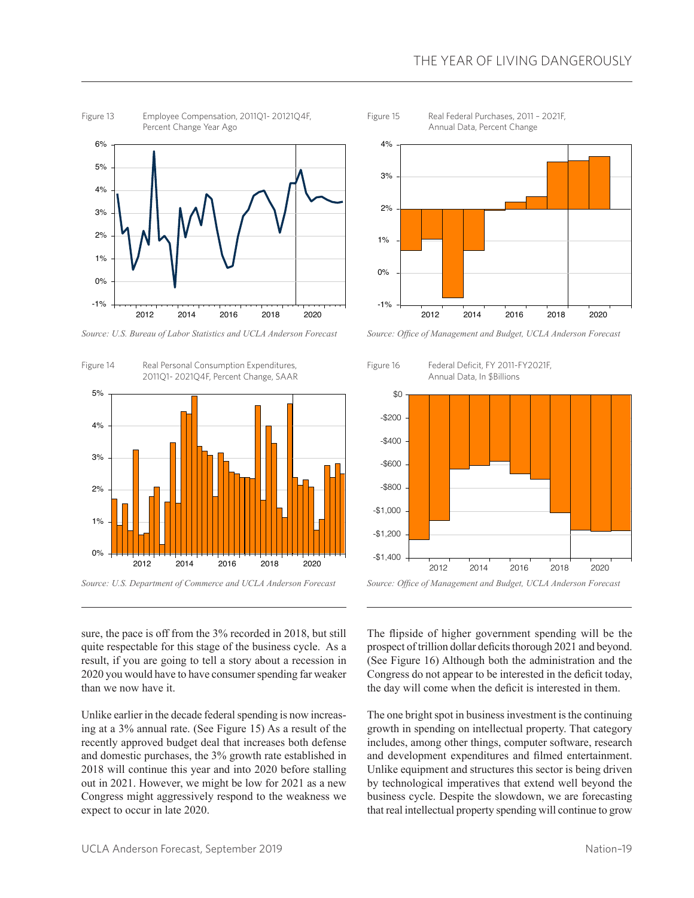Figure 13 Employee Compensation, 2011Q1- 20121Q4F, Percent Change Year Ago

*Source: U.S. Bureau of Labor Statistics and UCLA Anderson Forecast*

Figure 14 Real Personal Consumption Expenditures, 2011Q1- 2021Q4F, Percent Change, SAAR

*Source: U.S. Department of Commerce and UCLA Anderson Forecast*

Figure 15 Real Federal Purchases, 2011 – 2021F, Annual Data, Percent Change

*Source: Office of Management and Budget, UCLA Anderson Forecast*

Figure 16 Federal Deficit, FY 2011-FY2021F, Annual Data, In $Billions

*Source: Office of Management and Budget, UCLA Anderson Forecast*

sure, the pace is off from the 3% recorded in 2018, but still quite respectable for this stage of the business cycle. As a result, if you are going to tell a story about a recession in 2020 you would have to have consumer spending far weaker than we now have it.

Unlike earlier in the decade federal spending is now increasing at a 3% annual rate. (See Figure 15) As a result of the recently approved budget deal that increases both defense and domestic purchases, the 3% growth rate established in 2018 will continue this year and into 2020 before stalling out in 2021. However, we might be low for 2021 as a new Congress might aggressively respond to the weakness we expect to occur in late 2020.

The flipside of higher government spending will be the prospect of trillion dollar deficits thorough 2021 and beyond. (See Figure 16) Although both the administration and the Congress do not appear to be interested in the deficit today, the day will come when the deficit is interested in them.

The one bright spot in business investment is the continuing growth in spending on intellectual property. That category includes, among other things, computer software, research and development expenditures and filmed entertainment. Unlike equipment and structures this sector is being driven by technological imperatives that extend well beyond the business cycle. Despite the slowdown, we are forecasting that real intellectual property spending will continue to grow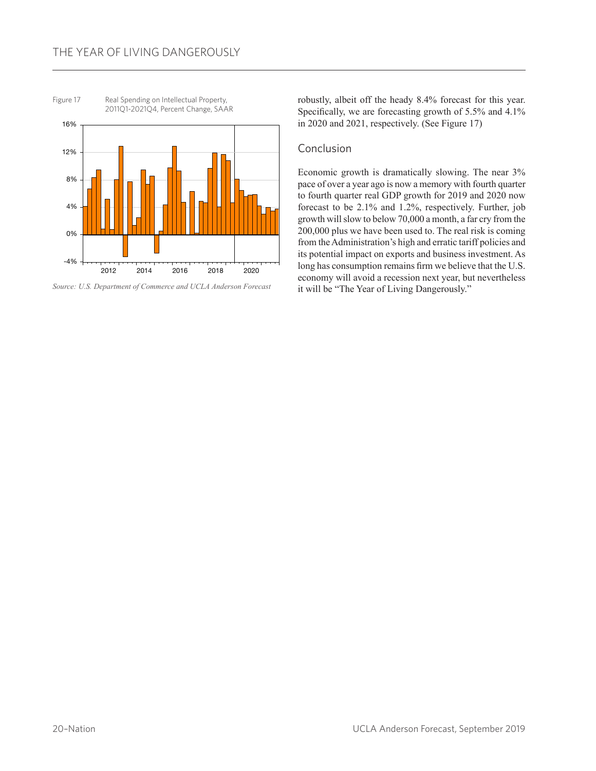Figure 17 Real Spending on Intellectual Property, 2011Q1-2021Q4, Percent Change, SAAR

16%
12%
8%
4%
0%
-4%
2012
2014
2016
2018
2020

*Source: U.S. Department of Commerce and UCLA Anderson Forecast*

robustly, albeit off the heady 8.4% forecast for this year. Specifically, we are forecasting growth of 5.5% and 4.1% in 2020 and 2021, respectively. (See Figure 17)

## Conclusion

Economic growth is dramatically slowing. The near 3% pace of over a year ago is now a memory with fourth quarter to fourth quarter real GDP growth for 2019 and 2020 now forecast to be 2.1% and 1.2%, respectively. Further, job growth will slow to below 70,000 a month, a far cry from the 200,000 plus we have been used to. The real risk is coming from the Administration's high and erratic tariff policies and its potential impact on exports and business investment. As long has consumption remains firm we believe that the U.S. economy will avoid a recession next year, but nevertheless it will be "The Year of Living Dangerously."